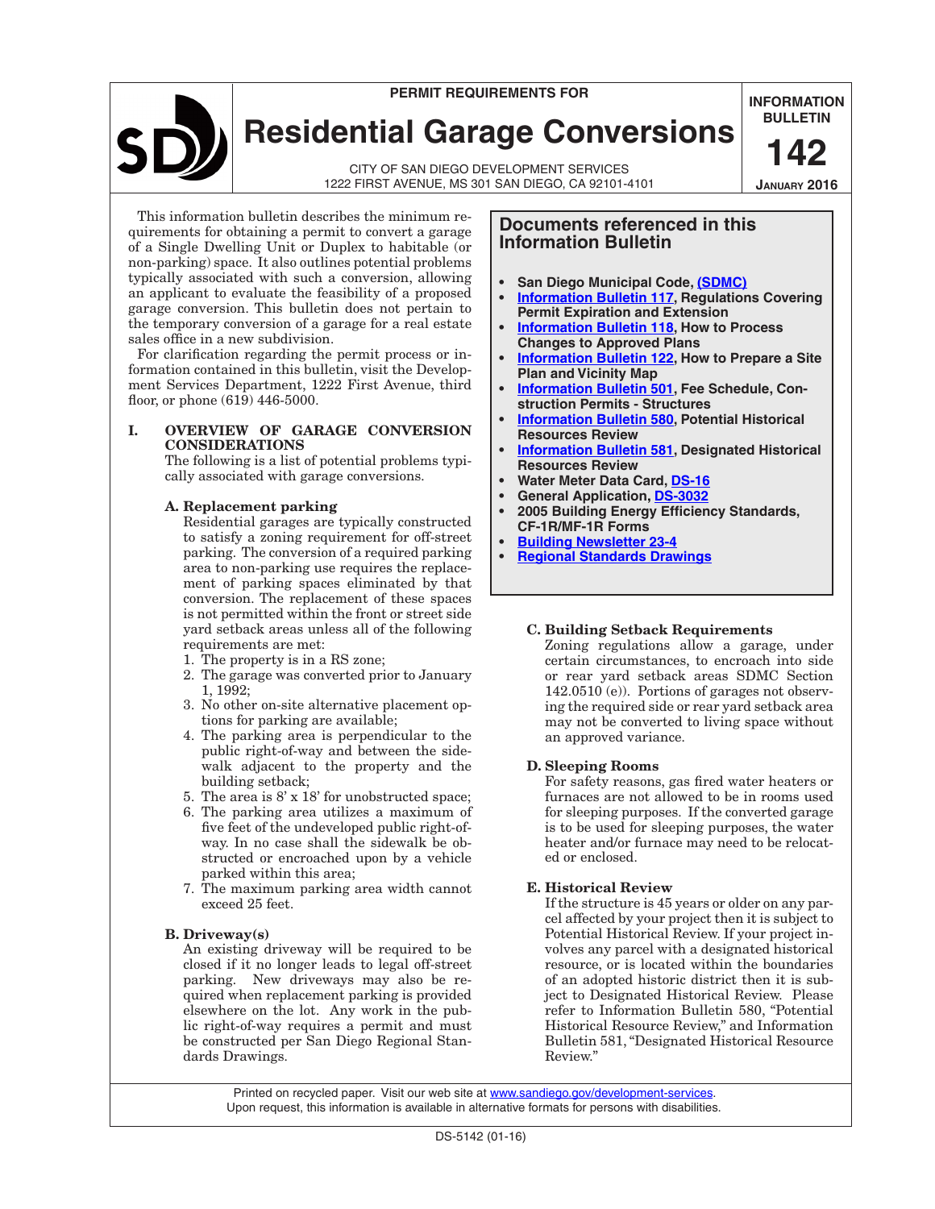PERMIT REQUIREMENTS FOR

# Residential Garage Conversions

CITY OF SAN DIEGO DEVELOPMENT SERVICES
1222 FIRST AVENUE, MS 301 SAN DIEGO, CA 92101-4101

**INFORMATION BULLETIN**
**142**
**JANUARY 2016**

This information bulletin describes the minimum requirements for obtaining a permit to convert a garage of a Single Dwelling Unit or Duplex to habitable (or non-parking) space. It also outlines potential problems typically associated with such a conversion, allowing an applicant to evaluate the feasibility of a proposed garage conversion. This bulletin does not pertain to the temporary conversion of a garage for a real estate sales office in a new subdivision.

For clarification regarding the permit process or information contained in this bulletin, visit the Development Services Department, 1222 First Avenue, third floor, or phone (619) 446-5000.

## Documents referenced in this Information Bulletin

- **San Diego Municipal Code, (SDMC)**
- **Information Bulletin 117, Regulations Covering Permit Expiration and Extension**
- **Information Bulletin 118, How to Process Changes to Approved Plans**
- **Information Bulletin 122, How to Prepare a Site Plan and Vicinity Map**
- **Information Bulletin 501, Fee Schedule, Construction Permits - Structures**
- **Information Bulletin 580, Potential Historical Resources Review**
- **Information Bulletin 581, Designated Historical Resources Review**
- **Water Meter Data Card, DS-16**
- **General Application, DS-3032**
- **2005 Building Energy Efficiency Standards, CF-1R/MF-1R Forms**
- **Building Newsletter 23-4**
- **Regional Standards Drawings**

## I. OVERVIEW OF GARAGE CONVERSION CONSIDERATIONS

The following is a list of potential problems typically associated with garage conversions.

### A. Replacement parking

Residential garages are typically constructed to satisfy a zoning requirement for off-street parking. The conversion of a required parking area to non-parking use requires the replacement of parking spaces eliminated by that conversion. The replacement of these spaces is not permitted within the front or street side yard setback areas unless all of the following requirements are met:

1. The property is in a RS zone;
2. The garage was converted prior to January 1, 1992;
3. No other on-site alternative placement options for parking are available;
4. The parking area is perpendicular to the public right-of-way and between the sidewalk adjacent to the property and the building setback;
5. The area is 8' x 18' for unobstructed space;
6. The parking area utilizes a maximum of five feet of the undeveloped public right-of-way. In no case shall the sidewalk be obstructed or encroached upon by a vehicle parked within this area;
7. The maximum parking area width cannot exceed 25 feet.

### B. Driveway(s)

An existing driveway will be required to be closed if it no longer leads to legal off-street parking. New driveways may also be required when replacement parking is provided elsewhere on the lot. Any work in the public right-of-way requires a permit and must be constructed per San Diego Regional Standards Drawings.

### C. Building Setback Requirements

Zoning regulations allow a garage, under certain circumstances, to encroach into side or rear yard setback areas SDMC Section 142.0510 (e)). Portions of garages not observing the required side or rear yard setback area may not be converted to living space without an approved variance.

### D. Sleeping Rooms

For safety reasons, gas fired water heaters or furnaces are not allowed to be in rooms used for sleeping purposes. If the converted garage is to be used for sleeping purposes, the water heater and/or furnace may need to be relocated or enclosed.

### E. Historical Review

If the structure is 45 years or older on any parcel affected by your project then it is subject to Potential Historical Review. If your project involves any parcel with a designated historical resource, or is located within the boundaries of an adopted historic district then it is subject to Designated Historical Review. Please refer to Information Bulletin 580, "Potential Historical Resource Review," and Information Bulletin 581, "Designated Historical Resource Review."

Printed on recycled paper. Visit our web site at www.sandiego.gov/development-services.
Upon request, this information is available in alternative formats for persons with disabilities.

DS-5142 (01-16)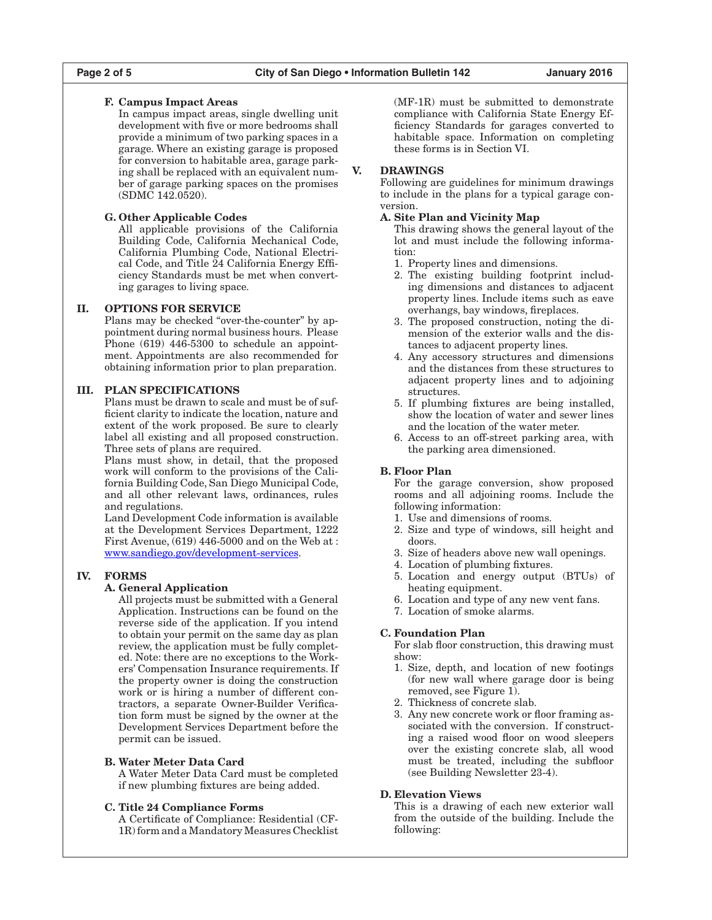### F. Campus Impact Areas

In campus impact areas, single dwelling unit development with five or more bedrooms shall provide a minimum of two parking spaces in a garage. Where an existing garage is proposed for conversion to habitable area, garage parking shall be replaced with an equivalent number of garage parking spaces on the promises (SDMC 142.0520).

### G. Other Applicable Codes

All applicable provisions of the California Building Code, California Mechanical Code, California Plumbing Code, National Electrical Code, and Title 24 California Energy Efficiency Standards must be met when converting garages to living space.

## II. OPTIONS FOR SERVICE

Plans may be checked "over-the-counter" by appointment during normal business hours. Please Phone (619) 446-5300 to schedule an appointment. Appointments are also recommended for obtaining information prior to plan preparation.

## III. PLAN SPECIFICATIONS

Plans must be drawn to scale and must be of sufficient clarity to indicate the location, nature and extent of the work proposed. Be sure to clearly label all existing and all proposed construction. Three sets of plans are required.

Plans must show, in detail, that the proposed work will conform to the provisions of the California Building Code, San Diego Municipal Code, and all other relevant laws, ordinances, rules and regulations.

Land Development Code information is available at the Development Services Department, 1222 First Avenue, (619) 446-5000 and on the Web at : www.sandiego.gov/development-services.

## IV. FORMS

### A. General Application

All projects must be submitted with a General Application. Instructions can be found on the reverse side of the application. If you intend to obtain your permit on the same day as plan review, the application must be fully completed. Note: there are no exceptions to the Workers' Compensation Insurance requirements. If the property owner is doing the construction work or is hiring a number of different contractors, a separate Owner-Builder Verification form must be signed by the owner at the Development Services Department before the permit can be issued.

### B. Water Meter Data Card

A Water Meter Data Card must be completed if new plumbing fixtures are being added.

### C. Title 24 Compliance Forms

A Certificate of Compliance: Residential (CF-1R) form and a Mandatory Measures Checklist (MF-1R) must be submitted to demonstrate compliance with California State Energy Efficiency Standards for garages converted to habitable space. Information on completing these forms is in Section VI.

## V. DRAWINGS

Following are guidelines for minimum drawings to include in the plans for a typical garage conversion.

### A. Site Plan and Vicinity Map

This drawing shows the general layout of the lot and must include the following information:

1. Property lines and dimensions.
2. The existing building footprint including dimensions and distances to adjacent property lines. Include items such as eave overhangs, bay windows, fireplaces.
3. The proposed construction, noting the dimension of the exterior walls and the distances to adjacent property lines.
4. Any accessory structures and dimensions and the distances from these structures to adjacent property lines and to adjoining structures.
5. If plumbing fixtures are being installed, show the location of water and sewer lines and the location of the water meter.
6. Access to an off-street parking area, with the parking area dimensioned.

### B. Floor Plan

For the garage conversion, show proposed rooms and all adjoining rooms. Include the following information:

1. Use and dimensions of rooms.
2. Size and type of windows, sill height and doors.
3. Size of headers above new wall openings.
4. Location of plumbing fixtures.
5. Location and energy output (BTUs) of heating equipment.
6. Location and type of any new vent fans.
7. Location of smoke alarms.

### C. Foundation Plan

For slab floor construction, this drawing must show:

1. Size, depth, and location of new footings (for new wall where garage door is being removed, see Figure 1).
2. Thickness of concrete slab.
3. Any new concrete work or floor framing associated with the conversion. If constructing a raised wood floor on wood sleepers over the existing concrete slab, all wood must be treated, including the subfloor (see Building Newsletter 23-4).

### D. Elevation Views

This is a drawing of each new exterior wall from the outside of the building. Include the following: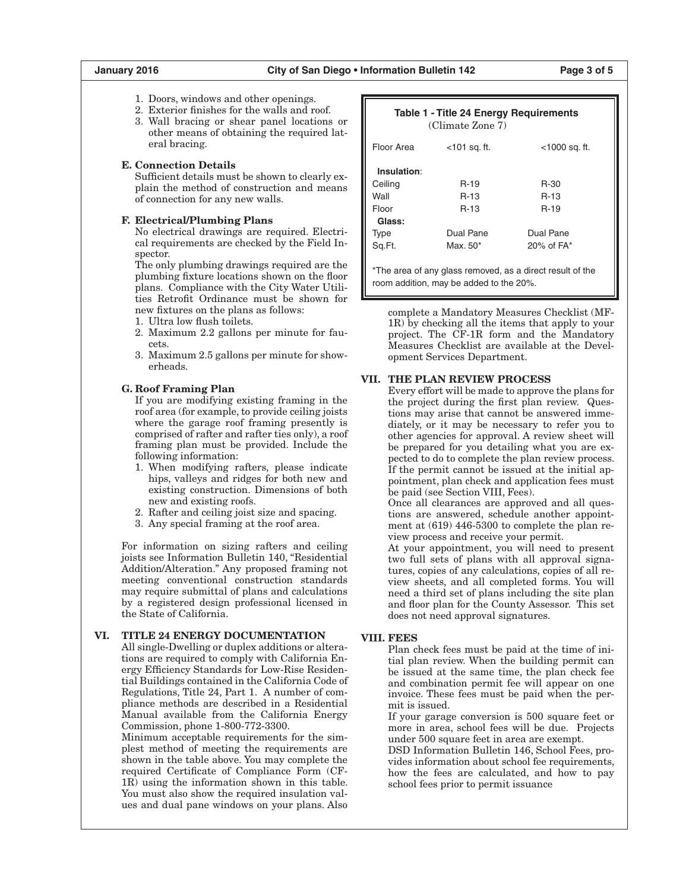1. Doors, windows and other openings.
2. Exterior finishes for the walls and roof.
3. Wall bracing or shear panel locations or other means of obtaining the required lateral bracing.

**E. Connection Details**

Sufficient details must be shown to clearly explain the method of construction and means of connection for any new walls.

**F. Electrical/Plumbing Plans**

No electrical drawings are required. Electrical requirements are checked by the Field Inspector.

The only plumbing drawings required are the plumbing fixture locations shown on the floor plans. Compliance with the City Water Utilities Retrofit Ordinance must be shown for new fixtures on the plans as follows:

1. Ultra low flush toilets.
2. Maximum 2.2 gallons per minute for faucets.
3. Maximum 2.5 gallons per minute for showerheads.

**G. Roof Framing Plan**

If you are modifying existing framing in the roof area (for example, to provide ceiling joists where the garage roof framing presently is comprised of rafter and rafter ties only), a roof framing plan must be provided. Include the following information:

1. When modifying rafters, please indicate hips, valleys and ridges for both new and existing construction. Dimensions of both new and existing roofs.
2. Rafter and ceiling joist size and spacing.
3. Any special framing at the roof area.

For information on sizing rafters and ceiling joists see Information Bulletin 140, "Residential Addition/Alteration." Any proposed framing not meeting conventional construction standards may require submittal of plans and calculations by a registered design professional licensed in the State of California.

## VI. TITLE 24 ENERGY DOCUMENTATION

All single-Dwelling or duplex additions or alterations are required to comply with California Energy Efficiency Standards for Low-Rise Residential Buildings contained in the California Code of Regulations, Title 24, Part 1. A number of compliance methods are described in a Residential Manual available from the California Energy Commission, phone 1-800-772-3300.

Minimum acceptable requirements for the simplest method of meeting the requirements are shown in the table above. You may complete the required Certificate of Compliance Form (CF-1R) using the information shown in this table. You must also show the required insulation values and dual pane windows on your plans. Also complete a Mandatory Measures Checklist (MF-1R) by checking all the items that apply to your project. The CF-1R form and the Mandatory Measures Checklist are available at the Development Services Department.

**Table 1 - Title 24 Energy Requirements**
(Climate Zone 7)

| Floor Area | <101 sq. ft. | <1000 sq. ft. |
|---|---|---|
| **Insulation**: | | |
| Ceiling | R-19 | R-30 |
| Wall | R-13 | R-13 |
| Floor | R-13 | R-19 |
| **Glass:** | | |
| Type | Dual Pane | Dual Pane |
| Sq.Ft. | Max. 50* | 20% of FA* |

*The area of any glass removed, as a direct result of the room addition, may be added to the 20%.

## VII. THE PLAN REVIEW PROCESS

Every effort will be made to approve the plans for the project during the first plan review. Questions may arise that cannot be answered immediately, or it may be necessary to refer you to other agencies for approval. A review sheet will be prepared for you detailing what you are expected to do to complete the plan review process. If the permit cannot be issued at the initial appointment, plan check and application fees must be paid (see Section VIII, Fees).

Once all clearances are approved and all questions are answered, schedule another appointment at (619) 446-5300 to complete the plan review process and receive your permit.

At your appointment, you will need to present two full sets of plans with all approval signatures, copies of any calculations, copies of all review sheets, and all completed forms. You will need a third set of plans including the site plan and floor plan for the County Assessor. This set does not need approval signatures.

## VIII. FEES

Plan check fees must be paid at the time of initial plan review. When the building permit can be issued at the same time, the plan check fee and combination permit fee will appear on one invoice. These fees must be paid when the permit is issued.

If your garage conversion is 500 square feet or more in area, school fees will be due. Projects under 500 square feet in area are exempt.

DSD Information Bulletin 146, School Fees, provides information about school fee requirements, how the fees are calculated, and how to pay school fees prior to permit issuance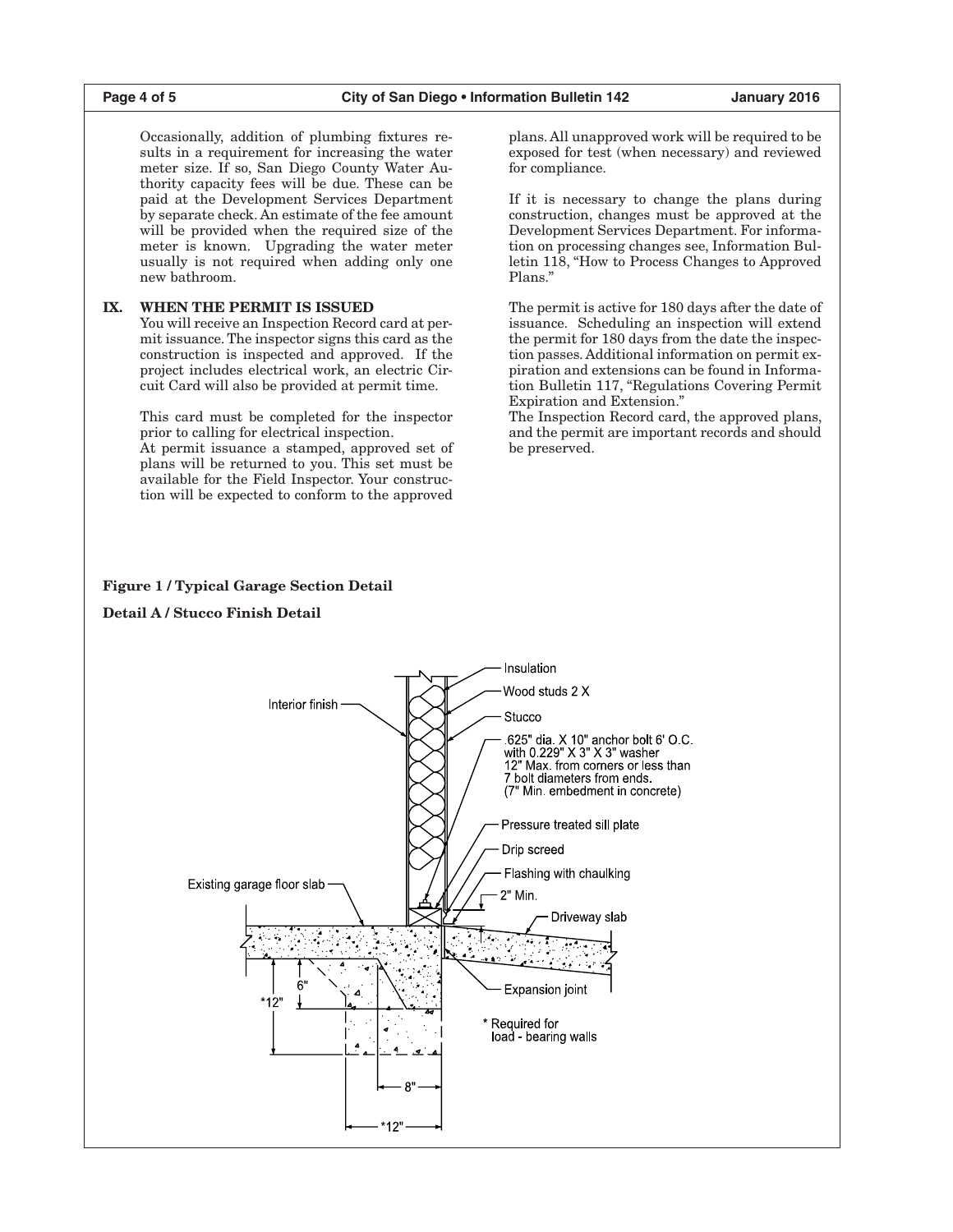Occasionally, addition of plumbing fixtures results in a requirement for increasing the water meter size. If so, San Diego County Water Authority capacity fees will be due. These can be paid at the Development Services Department by separate check. An estimate of the fee amount will be provided when the required size of the meter is known. Upgrading the water meter usually is not required when adding only one new bathroom.

## IX. WHEN THE PERMIT IS ISSUED

You will receive an Inspection Record card at permit issuance. The inspector signs this card as the construction is inspected and approved. If the project includes electrical work, an electric Circuit Card will also be provided at permit time.

This card must be completed for the inspector prior to calling for electrical inspection.
At permit issuance a stamped, approved set of plans will be returned to you. This set must be available for the Field Inspector. Your construction will be expected to conform to the approved plans. All unapproved work will be required to be exposed for test (when necessary) and reviewed for compliance.

If it is necessary to change the plans during construction, changes must be approved at the Development Services Department. For information on processing changes see, Information Bulletin 118, "How to Process Changes to Approved Plans."

The permit is active for 180 days after the date of issuance. Scheduling an inspection will extend the permit for 180 days from the date the inspection passes. Additional information on permit expiration and extensions can be found in Information Bulletin 117, "Regulations Covering Permit Expiration and Extension."
The Inspection Record card, the approved plans, and the permit are important records and should be preserved.

**Figure 1 / Typical Garage Section Detail**

**Detail A / Stucco Finish Detail**

Insulation
Wood studs 2 X
Interior finish
Stucco
.625" dia. X 10" anchor bolt 6' O.C. with 0.229" X 3" X 3" washer 12" Max. from corners or less than 7 bolt diameters from ends. (7" Min. embedment in concrete)
Pressure treated sill plate
Drip screed
Flashing with chaulking
Existing garage floor slab
2" Min.
Driveway slab
6"
*12"
Expansion joint
* Required for load - bearing walls
8"
*12"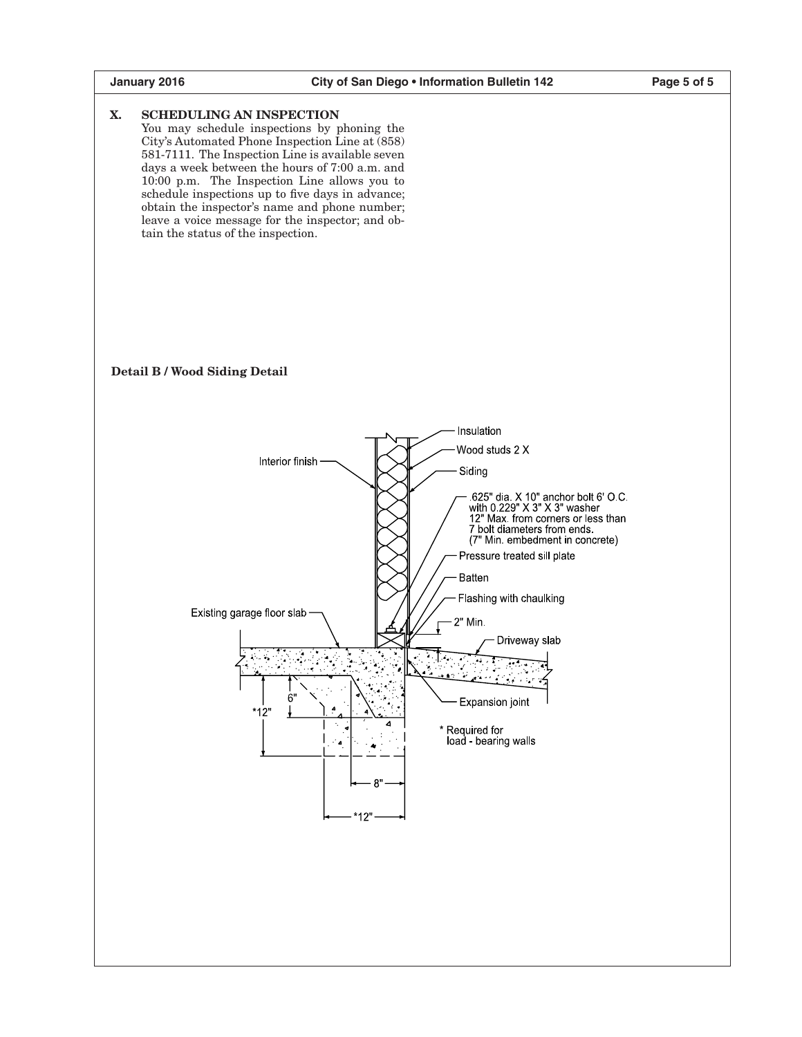## X. SCHEDULING AN INSPECTION

You may schedule inspections by phoning the City's Automated Phone Inspection Line at (858) 581-7111. The Inspection Line is available seven days a week between the hours of 7:00 a.m. and 10:00 p.m. The Inspection Line allows you to schedule inspections up to five days in advance; obtain the inspector's name and phone number; leave a voice message for the inspector; and obtain the status of the inspection.

**Detail B / Wood Siding Detail**

Insulation

Wood studs 2 X

Interior finish

Siding

.625" dia. X 10" anchor bolt 6' O.C. with 0.229" X 3" X 3" washer 12" Max. from corners or less than 7 bolt diameters from ends. (7" Min. embedment in concrete)

Pressure treated sill plate

Batten

Flashing with chaulking

Existing garage floor slab

2" Min.

Driveway slab

6"

*12"

Expansion joint

* Required for load - bearing walls

8"

*12"